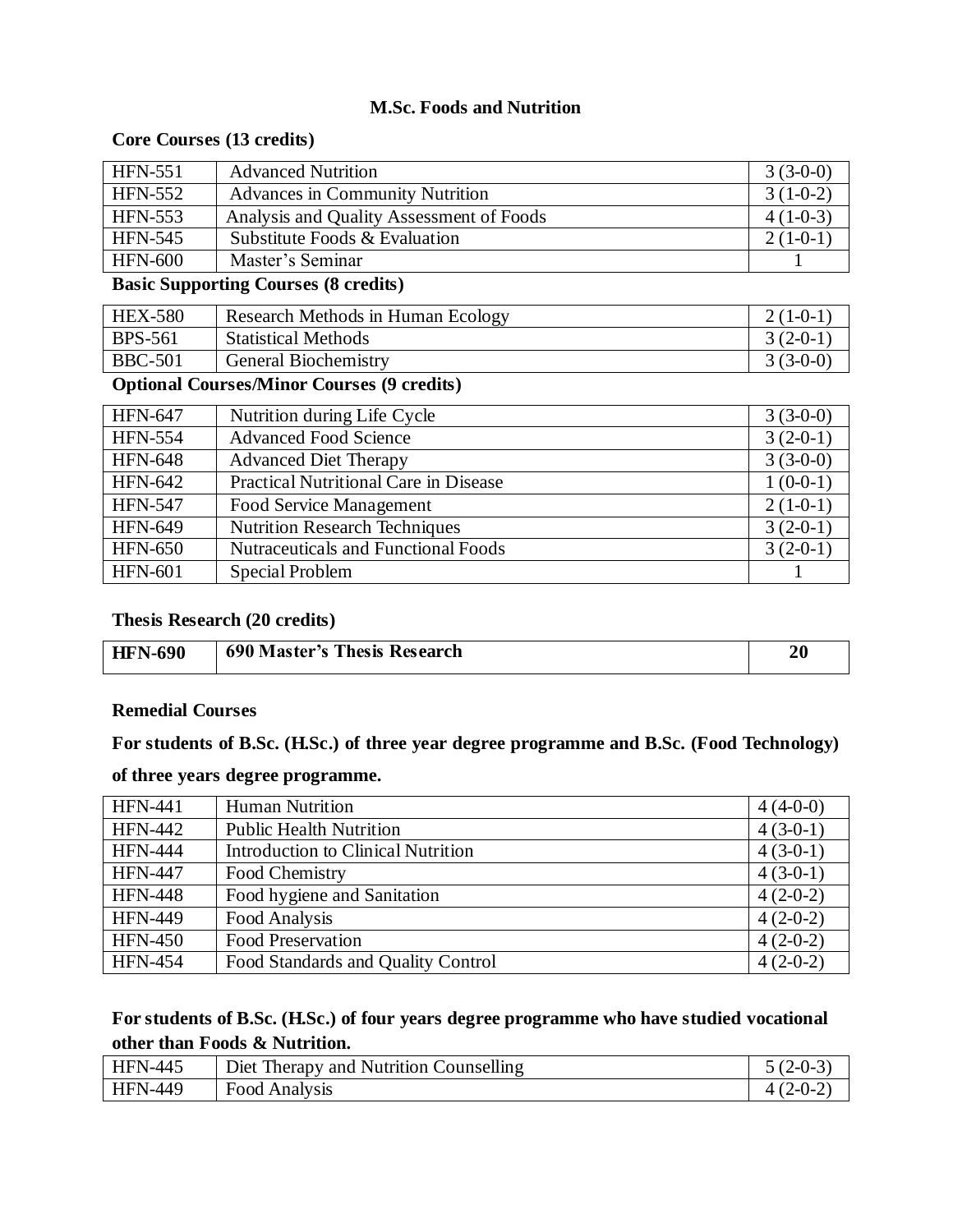# M.Sc. Foods and Nutrition

## Core Courses (13 credits)

| | | |
|---|---|---|
| HFN-551 | Advanced Nutrition | 3 (3-0-0) |
| HFN-552 | Advances in Community Nutrition | 3 (1-0-2) |
| HFN-553 | Analysis and Quality Assessment of Foods | 4 (1-0-3) |
| HFN-545 | Substitute Foods & Evaluation | 2 (1-0-1) |
| HFN-600 | Master's Seminar | 1 |

## Basic Supporting Courses (8 credits)

| | | |
|---|---|---|
| HEX-580 | Research Methods in Human Ecology | 2 (1-0-1) |
| BPS-561 | Statistical Methods | 3 (2-0-1) |
| BBC-501 | General Biochemistry | 3 (3-0-0) |

## Optional Courses/Minor Courses (9 credits)

| | | |
|---|---|---|
| HFN-647 | Nutrition during Life Cycle | 3 (3-0-0) |
| HFN-554 | Advanced Food Science | 3 (2-0-1) |
| HFN-648 | Advanced Diet Therapy | 3 (3-0-0) |
| HFN-642 | Practical Nutritional Care in Disease | 1 (0-0-1) |
| HFN-547 | Food Service Management | 2 (1-0-1) |
| HFN-649 | Nutrition Research Techniques | 3 (2-0-1) |
| HFN-650 | Nutraceuticals and Functional Foods | 3 (2-0-1) |
| HFN-601 | Special Problem | 1 |

## Thesis Research (20 credits)

| | | |
|---|---|---|
| **HFN-690** | **690 Master's Thesis Research** | **20** |

## Remedial Courses

**For students of B.Sc. (H.Sc.) of three year degree programme and B.Sc. (Food Technology) of three years degree programme.**

| | | |
|---|---|---|
| HFN-441 | Human Nutrition | 4 (4-0-0) |
| HFN-442 | Public Health Nutrition | 4 (3-0-1) |
| HFN-444 | Introduction to Clinical Nutrition | 4 (3-0-1) |
| HFN-447 | Food Chemistry | 4 (3-0-1) |
| HFN-448 | Food hygiene and Sanitation | 4 (2-0-2) |
| HFN-449 | Food Analysis | 4 (2-0-2) |
| HFN-450 | Food Preservation | 4 (2-0-2) |
| HFN-454 | Food Standards and Quality Control | 4 (2-0-2) |

**For students of B.Sc. (H.Sc.) of four years degree programme who have studied vocational other than Foods & Nutrition.**

| | | |
|---|---|---|
| HFN-445 | Diet Therapy and Nutrition Counselling | 5 (2-0-3) |
| HFN-449 | Food Analysis | 4 (2-0-2) |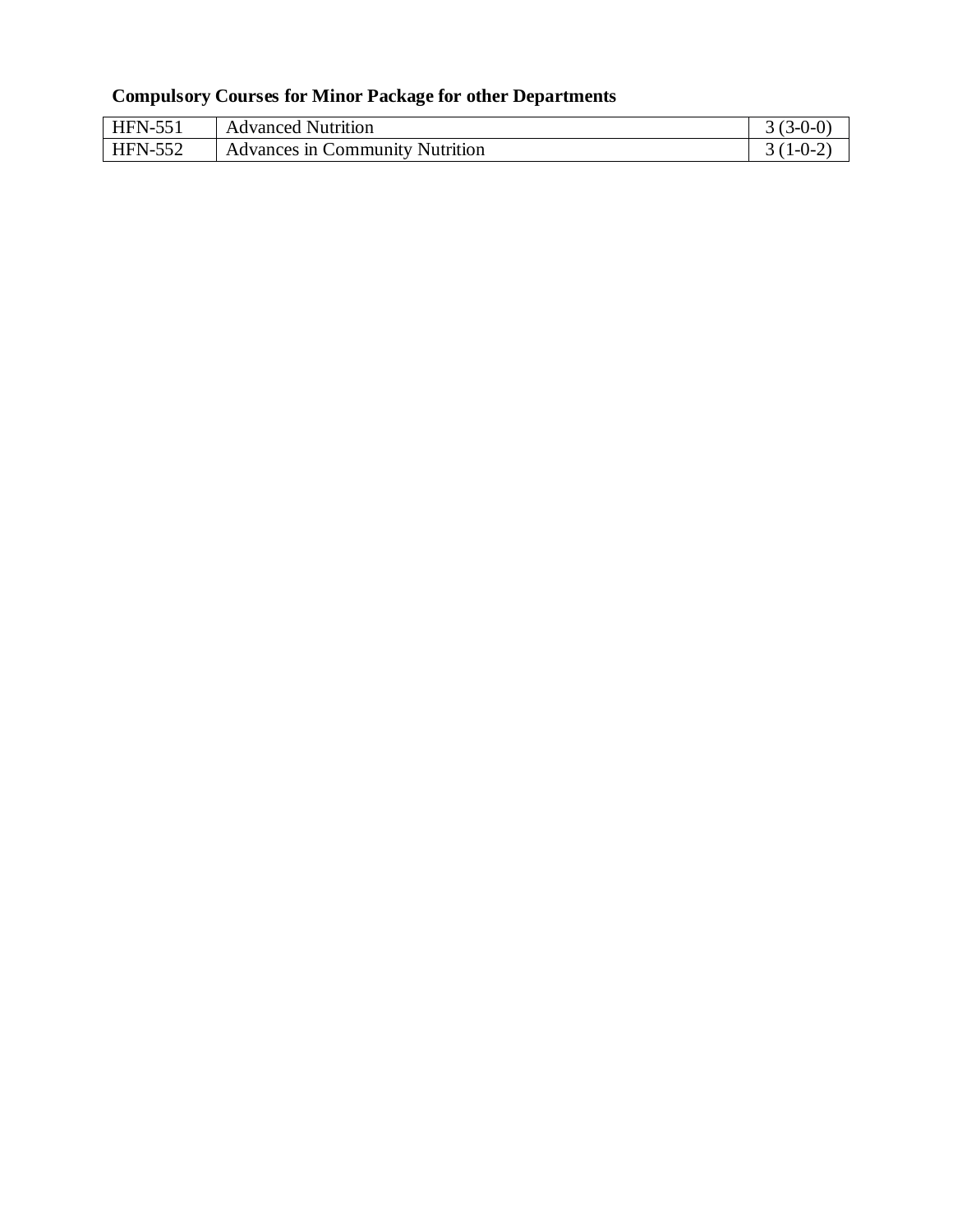**Compulsory Courses for Minor Package for other Departments**

| | | |
|---|---|---|
| HFN-551 | Advanced Nutrition | 3 (3-0-0) |
| HFN-552 | Advances in Community Nutrition | 3 (1-0-2) |